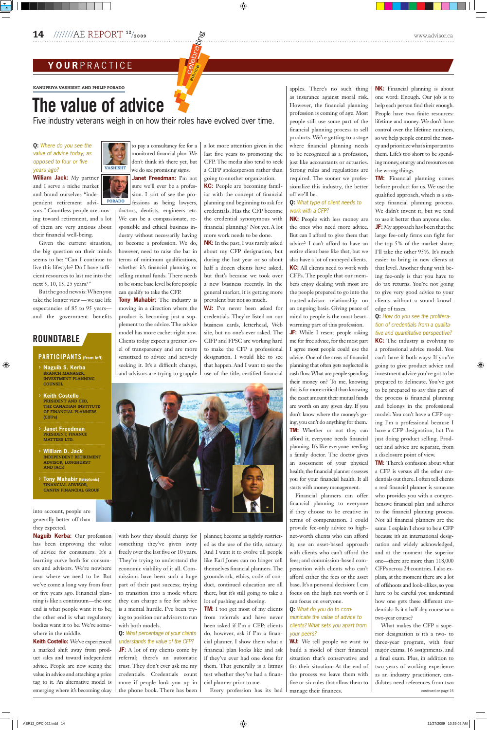## YOURPRACTICE

KANUPRIYA VASHISHT AND PHILIP PORADO

# The value of advice

Five industry veterans weigh in on how their roles have evolved over time.

### ROUNDTABLE

**PARTICIPANTS** (from left)

- **Naguib S. Kerba** BRANCH MANAGER, INVESTMENT PLANNING COUNSEL
- **Keith Costello** PRESIDENT AND CEO, THE CANADIAN INSTITUTE OF FINANCIAL PLANNERS (CIFPs)
- **Janet Freedman** PRESIDENT, FINANCE MATTERS LTD.
- **William D. Jack** INDEPENDENT RETIREMENT ADVISOR, LONGHURST AND JACK
- **Tony Mahabir** (telephonic) FINANCIAL ADVISOR, CANFIN FINANCIAL GROUP

**Q:** *Where do you see the value of advice today, as opposed to four or five years ago?*

**William Jack:** My partner and I serve a niche market and brand ourselves "independent retirement advisors." Countless people are moving toward retirement, and a lot of them are very anxious about their financial well-being.

Given the current situation, the big question on their minds seems to be: "Can I continue to live this lifestyle? Do I have sufficient resources to last me into the next 5, 10, 15, 25 years?"

But the good news is: When you take the longer view — we use life expectancies of 85 to 95 years — and the government benefits into account, people are generally better off than they expected.

**Naguib Kerba:** Our profession has been improving the value of advice for consumers. It's a learning curve both for consumers and advisors. We're nowhere near where we need to be. But we've come a long way from four or five years ago. Financial planning is like a continuum—the one end is what people want it to be; the other end is what regulatory bodies want it to be. We're somewhere in the middle.

**Keith Costello:** We've experienced a marked shift away from product sales and toward independent advice. People are now seeing the value in advice and attaching a price tag to it. An alternative model is emerging where it's becoming okay to pay a consultancy fee for a monitored financial plan. We don't think it's there yet, but we do see promising signs.

**Janet Freedman:** I'm not sure we'll ever be a profession. I sort of see the professions as being lawyers, doctors, dentists, engineers etc. We can be a compassionate, responsible and ethical business industry without necessarily having to become a profession. We do, however, need to raise the bar in terms of minimum qualifications, whether it's financial planning or selling mutual funds. There needs to be some base level before people can qualify to take the CFP.

**Tony Mahabir:** The industry is moving in a direction where the product is becoming just a supplement to the advice. The advice model has more cachet right now. Clients today expect a greater level of transparency and are more sensitized to advice and actively seeking it. It's a difficult change, and advisors are trying to grapple with how they should charge for something they've given away freely over the last five or 10 years. They're trying to understand the economic viability of it all. Commissions have been such a huge part of their past success; trying to transition into a mode where they can charge a fee for advice is a mental hurdle. I've been trying to position our advisors to run with both models.

**Q:** *What percentage of your clients understands the value of the CFP?*

**JF:** A lot of my clients come by referral; there's an automatic trust. They don't ever ask me my credentials. Credentials count more if people look you up in the phone book. There has been a lot more attention given in the last five years to promoting the CFP. The media also tend to seek a CIFP spokesperson rather than going to another organization.

**KC:** People are becoming familiar with the concept of financial planning and beginning to ask for credentials. Has the CFP become the credential synonymous with financial planning? Not yet. A lot more work needs to be done.

**NK:** In the past, I was rarely asked about my CFP designation, but during the last year or so about half a dozen clients have asked, but that's because we took over a new business recently. In the general market, it is getting more prevalent but not so much.

**WJ:** I've never been asked for credentials. They're listed on our business cards, letterhead, Web site, but no one's ever asked. The CIFP and FPSC are working hard to make the CFP a professional designation. I would like to see that happen. And I want to see the use of the title, certified financial planner, become as tightly restricted as the use of the title, actuary. And I want it to evolve till people like Earl Jones can no longer call themselves financial planners. The groundwork, ethics, code of conduct, continued education are all there, but it's still going to take a lot of pushing and shoving.

**TM:** I too get most of my clients from referrals and have never been asked if I'm a CFP; clients do, however, ask if I'm a financial planner. I show them what a financial plan looks like and ask if they've ever had one done for them. That generally is a litmus test whether they've had a financial planner prior to me.

Every profession has its bad apples. There's no such thing as insurance against moral risk. However, the financial planning profession is coming of age. Most people still use some part of the financial planning process to sell products. We're getting to a stage where financial planning needs to be recognized as a profession, just like accountants or actuaries. Strong rules and regulations are required. The sooner we professionalize this industry, the better off we'll be.

**Q:** *What type of client needs to work with a CFP?*

**NK:** People with less money are the ones who need more advice. But can I afford to give them that advice? I can't afford to have an entire client base like that, but we also have a lot of moneyed clients.

**KC:** All clients need to work with CFPs. The people that our members enjoy dealing with most are the people prepared to go into the trusted-advisor relationship on an ongoing basis. Giving peace of mind to people is the most heartwarming part of this profession.

**JF:** While I resent people asking me for free advice, for the most part I agree most people could use the advice. One of the areas of financial planning that often gets neglected is cash flow. What are people spending their money on? To me, knowing this is far more critical than knowing the exact amount their mutual funds are worth on any given day. If you don't know where the money's going, you can't do anything for them.

**TM:** Whether or not they can afford it, everyone needs financial planning. It's like everyone needing a family doctor. The doctor gives an assessment of your physical health; the financial planner assesses you for your financial health. It all starts with money management.

Financial planners can offer financial planning to everyone if they choose to be creative in terms of compensation. I could provide fee-only advice to high-net-worth clients who can afford it; use an asset-based approach with clients who can't afford the fees; and commission-based compensation with clients who can't afford either the fees or the asset base. It's a personal decision: I can focus on the high net worth or I can focus on everyone.

**Q:** *What do you do to communicate the value of advice to clients? What sets you apart from your peers?*

**WJ:** We tell people we want to build a model of their financial situation that's conservative and fits their situation. At the end of the process we leave them with five or six rules that allow them to manage their finances.

**NK:** Financial planning is about one word: Enough. Our job is to help each person find that enough. People have two finite resources: lifetime and money. We don't have control over the lifetime numbers, so we help people control the money and prioritize what's important to them. Life's too short to be spending money, energy and resources on the wrong things.

**TM:** Financial planning comes before product for us. We use the qualified approach, which is a six-step financial planning process. We didn't invent it, but we tend to use it better than anyone else.

**JF:** My approach has been that the large fee-only firms can fight for the top 5% of the market share; I'll take the other 95%. It's much easier to bring in new clients at that level. Another thing with being fee-only is that you have to do tax returns. You're not going to give very good advice to your clients without a sound knowledge of taxes.

**Q:** *How do you see the proliferation of credentials from a qualitative and quantitative perspective?*

**KC:** The industry is evolving to a professional advice model. You can't have it both ways: If you're going to give product advice and investment advice you've got to be prepared to delineate. You've got to be prepared to say this part of the process is financial planning and belongs in the professional model. You can't have a CFP saying I'm a professional because I have a CFP designation, but I'm just doing product selling. Product and advice are separate, from a disclosure point of view.

**TM:** There's confusion about what a CFP is versus all the other credentials out there. I often tell clients a real financial planner is someone who provides you with a comprehensive financial plan and adheres to the financial planning process. Not all financial planners are the same. I explain I chose to be a CFP because it's an international designation and widely acknowledged, and at the moment the superior one—there are more than 118,000 CFPs across 24 countries. I also explain, at the moment there are a lot of offshoots and look-alikes, so you have to be careful you understand how one gets these different credentials: Is it a half-day course or a two-year course?

What makes the CFP a superior designation is it's a two- to three-year program, with four major exams, 16 assignments, and a final exam. Plus, in addition to two years of working experience as an industry practitioner, candidates need references from two

continued on page 16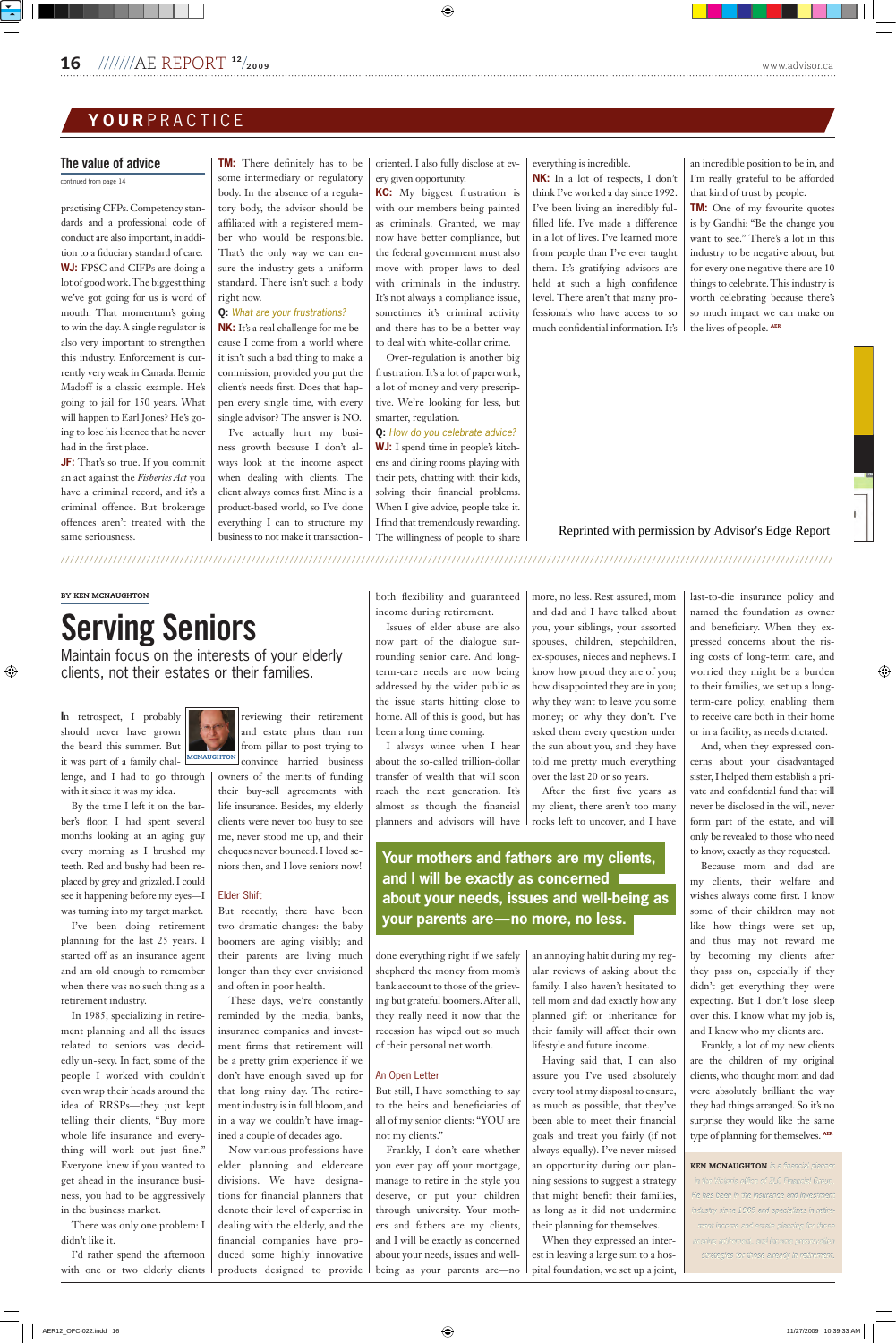## YOURPRACTICE

### The value of advice

continued from page 14

practising CFPs. Competency standards and a professional code of conduct are also important, in addition to a fiduciary standard of care.

**WJ:** FPSC and CIFPs are doing a lot of good work. The biggest thing we've got going for us is word of mouth. That momentum's going to win the day. A single regulator is also very important to strengthen this industry. Enforcement is currently very weak in Canada. Bernie Madoff is a classic example. He's going to jail for 150 years. What will happen to Earl Jones? He's going to lose his licence that he never had in the first place.

**JF:** That's so true. If you commit an act against the *Fisheries Act* you have a criminal record, and it's a criminal offence. But brokerage offences aren't treated with the same seriousness.

**TM:** There definitely has to be some intermediary or regulatory body. In the absence of a regulatory body, the advisor should be affiliated with a registered member who would be responsible. That's the only way we can ensure the industry gets a uniform standard. There isn't such a body right now.

**Q:** *What are your frustrations?*

**NK:** It's a real challenge for me because I come from a world where it isn't such a bad thing to make a commission, provided you put the client's needs first. Does that happen every single time, with every single advisor? The answer is NO.

I've actually hurt my business growth because I don't always look at the income aspect when dealing with clients. The client always comes first. Mine is a product-based world, so I've done everything I can to structure my business to not make it transaction-oriented. I also fully disclose at every given opportunity.

**KC:** My biggest frustration is with our members being painted as criminals. Granted, we may now have better compliance, but the federal government must also move with proper laws to deal with criminals in the industry. It's not always a compliance issue, sometimes it's criminal activity and there has to be a better way to deal with white-collar crime.

Over-regulation is another big frustration. It's a lot of paperwork, a lot of money and very prescriptive. We're looking for less, but smarter, regulation.

**Q:** *How do you celebrate advice?*

**WJ:** I spend time in people's kitchens and dining rooms playing with their pets, chatting with their kids, solving their financial problems. When I give advice, people take it. I find that tremendously rewarding. The willingness of people to share everything is incredible.

**NK:** In a lot of respects, I don't think I've worked a day since 1992. I've been living an incredibly fulfilled life. I've made a difference in a lot of lives. I've learned more from people than I've ever taught them. It's gratifying advisors are held at such a high confidence level. There aren't that many professionals who have access to so much confidential information. It's an incredible position to be in, and I'm really grateful to be afforded that kind of trust by people.

**TM:** One of my favourite quotes is by Gandhi: "Be the change you want to see." There's a lot in this industry to be negative about, but for every one negative there are 10 things to celebrate. This industry is worth celebrating because there's so much impact we can make on the lives of people. AER

Reprinted with permission by Advisor's Edge Report

---

BY KEN MCNAUGHTON

# Serving Seniors

Maintain focus on the interests of your elderly clients, not their estates or their families.

MCNAUGHTON

In retrospect, I probably should never have grown the beard this summer. But it was part of a family challenge, and I had to go through with it since it was my idea.

By the time I left it on the barber's floor, I had spent several months looking at an aging guy every morning as I brushed my teeth. Red and bushy had been replaced by grey and grizzled. I could see it happening before my eyes—I was turning into my target market.

I've been doing retirement planning for the last 25 years. I started off as an insurance agent and am old enough to remember when there was no such thing as a retirement industry.

In 1985, specializing in retirement planning and all the issues related to seniors was decidedly un-sexy. In fact, some of the people I worked with couldn't even wrap their heads around the idea of RRSPs—they just kept telling their clients, "Buy more whole life insurance and everything will work out just fine." Everyone knew if you wanted to get ahead in the insurance business, you had to be aggressively in the business market.

There was only one problem: I didn't like it.

I'd rather spend the afternoon with one or two elderly clients reviewing their retirement and estate plans than run from pillar to post trying to convince harried business owners of the merits of funding their buy-sell agreements with life insurance. Besides, my elderly clients were never too busy to see me, never stood me up, and their cheques never bounced. I loved seniors then, and I love seniors now!

### Elder Shift

But recently, there have been two dramatic changes: the baby boomers are aging visibly; and their parents are living much longer than they ever envisioned and often in poor health.

These days, we're constantly reminded by the media, banks, insurance companies and investment firms that retirement will be a pretty grim experience if we don't have enough saved up for that long rainy day. The retirement industry is in full bloom, and in a way we couldn't have imagined a couple of decades ago.

Now various professions have elder planning and eldercare divisions. We have designations for financial planners that denote their level of expertise in dealing with the elderly, and the financial companies have produced some highly innovative products designed to provide both flexibility and guaranteed income during retirement.

Issues of elder abuse are also now part of the dialogue surrounding senior care. And long-term-care needs are now being addressed by the wider public as the issue starts hitting close to home. All of this is good, but has been a long time coming.

I always wince when I hear about the so-called trillion-dollar transfer of wealth that will soon reach the next generation. It's almost as though the financial planners and advisors will have done everything right if we safely shepherd the money from mom's bank account to those of the grieving but grateful boomers. After all, they really need it now that the recession has wiped out so much of their personal net worth.

> **Your mothers and fathers are my clients, and I will be exactly as concerned about your needs, issues and well-being as your parents are—no more, no less.**

### An Open Letter

But still, I have something to say to the heirs and beneficiaries of all of my senior clients: "YOU are not my clients."

Frankly, I don't care whether you ever pay off your mortgage, manage to retire in the style you deserve, or put your children through university. Your mothers and fathers are my clients, and I will be exactly as concerned about your needs, issues and well-being as your parents are—no more, no less. Rest assured, mom and dad and I have talked about you, your siblings, your assorted spouses, children, stepchildren, ex-spouses, nieces and nephews. I know how proud they are of you; how disappointed they are in you; why they want to leave you some money; or why they don't. I've asked them every question under the sun about you, and they have told me pretty much everything over the last 20 or so years.

After the first five years as my client, there aren't too many rocks left to uncover, and I have an annoying habit during my regular reviews of asking about the family. I also haven't hesitated to tell mom and dad exactly how any planned gift or inheritance for their family will affect their own lifestyle and future income.

Having said that, I can also assure you I've used absolutely every tool at my disposal to ensure, as much as possible, that they've been able to meet their financial goals and treat you fairly (if not always equally). I've never missed an opportunity during our planning sessions to suggest a strategy that might benefit their families, as long as it did not undermine their planning for themselves.

When they expressed an interest in leaving a large sum to a hospital foundation, we set up a joint, last-to-die insurance policy and named the foundation as owner and beneficiary. When they expressed concerns about the rising costs of long-term care, and worried they might be a burden to their families, we set up a long-term-care policy, enabling them to receive care both in their home or in a facility, as needs dictated.

And, when they expressed concerns about your disadvantaged sister, I helped them establish a private and confidential fund that will never be disclosed in the will, never form part of the estate, and will only be revealed to those who need to know, exactly as they requested.

Because mom and dad are my clients, their welfare and wishes always come first. I know some of their children may not like how things were set up, and thus may not reward me by becoming my clients after they pass on, especially if they didn't get everything they were expecting. But I don't lose sleep over this. I know what my job is, and I know who my clients are.

Frankly, a lot of my new clients are the children of my original clients, who thought mom and dad were absolutely brilliant the way they had things arranged. So it's no surprise they would like the same type of planning for themselves. AER

**KEN MCNAUGHTON** is a financial planner in the Victoria office of TLC Financial Group. He has been in the insurance and investment industry since 1985 and specializes in retirement income and estate planning for those on the brink of retirement, and income and wealth strategies for those already in retirement.